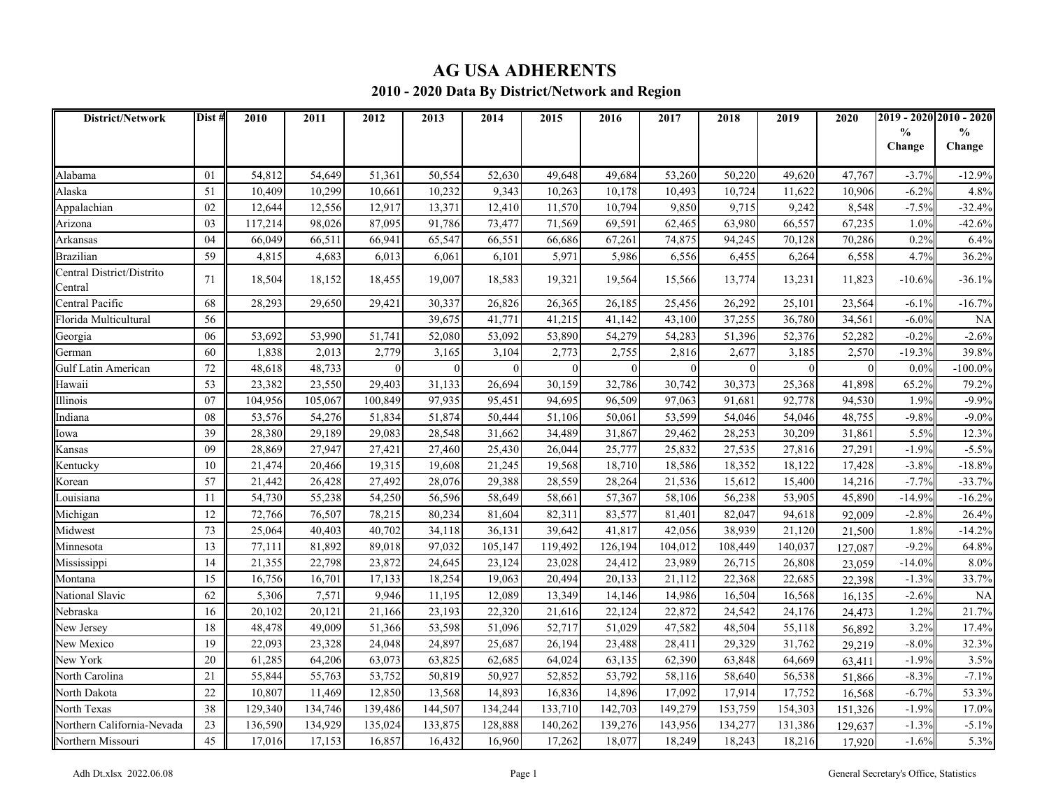# AG USA ADHERENTS

## 2010 - 2020 Data By District/Network and Region

| District/Network | Dist # | 2010 | 2011 | 2012 | 2013 | 2014 | 2015 | 2016 | 2017 | 2018 | 2019 | 2020 | 2019 - 2020 % Change | 2010 - 2020 % Change |
|---|---|---|---|---|---|---|---|---|---|---|---|---|---|---|
| Alabama | 01 | 54,812 | 54,649 | 51,361 | 50,554 | 52,630 | 49,648 | 49,684 | 53,260 | 50,220 | 49,620 | 47,767 | -3.7% | -12.9% |
| Alaska | 51 | 10,409 | 10,299 | 10,661 | 10,232 | 9,343 | 10,263 | 10,178 | 10,493 | 10,724 | 11,622 | 10,906 | -6.2% | 4.8% |
| Appalachian | 02 | 12,644 | 12,556 | 12,917 | 13,371 | 12,410 | 11,570 | 10,794 | 9,850 | 9,715 | 9,242 | 8,548 | -7.5% | -32.4% |
| Arizona | 03 | 117,214 | 98,026 | 87,095 | 91,786 | 73,477 | 71,569 | 69,591 | 62,465 | 63,980 | 66,557 | 67,235 | 1.0% | -42.6% |
| Arkansas | 04 | 66,049 | 66,511 | 66,941 | 65,547 | 66,551 | 66,686 | 67,261 | 74,875 | 94,245 | 70,128 | 70,286 | 0.2% | 6.4% |
| Brazilian | 59 | 4,815 | 4,683 | 6,013 | 6,061 | 6,101 | 5,971 | 5,986 | 6,556 | 6,455 | 6,264 | 6,558 | 4.7% | 36.2% |
| Central District/Distrito Central | 71 | 18,504 | 18,152 | 18,455 | 19,007 | 18,583 | 19,321 | 19,564 | 15,566 | 13,774 | 13,231 | 11,823 | -10.6% | -36.1% |
| Central Pacific | 68 | 28,293 | 29,650 | 29,421 | 30,337 | 26,826 | 26,365 | 26,185 | 25,456 | 26,292 | 25,101 | 23,564 | -6.1% | -16.7% |
| Florida Multicultural | 56 | | | | 39,675 | 41,771 | 41,215 | 41,142 | 43,100 | 37,255 | 36,780 | 34,561 | -6.0% | NA |
| Georgia | 06 | 53,692 | 53,990 | 51,741 | 52,080 | 53,092 | 53,890 | 54,279 | 54,283 | 51,396 | 52,376 | 52,282 | -0.2% | -2.6% |
| German | 60 | 1,838 | 2,013 | 2,779 | 3,165 | 3,104 | 2,773 | 2,755 | 2,816 | 2,677 | 3,185 | 2,570 | -19.3% | 39.8% |
| Gulf Latin American | 72 | 48,618 | 48,733 | 0 | 0 | 0 | 0 | 0 | 0 | 0 | 0 | 0 | 0.0% | -100.0% |
| Hawaii | 53 | 23,382 | 23,550 | 29,403 | 31,133 | 26,694 | 30,159 | 32,786 | 30,742 | 30,373 | 25,368 | 41,898 | 65.2% | 79.2% |
| Illinois | 07 | 104,956 | 105,067 | 100,849 | 97,935 | 95,451 | 94,695 | 96,509 | 97,063 | 91,681 | 92,778 | 94,530 | 1.9% | -9.9% |
| Indiana | 08 | 53,576 | 54,276 | 51,834 | 51,874 | 50,444 | 51,106 | 50,061 | 53,599 | 54,046 | 54,046 | 48,755 | -9.8% | -9.0% |
| Iowa | 39 | 28,380 | 29,189 | 29,083 | 28,548 | 31,662 | 34,489 | 31,867 | 29,462 | 28,253 | 30,209 | 31,861 | 5.5% | 12.3% |
| Kansas | 09 | 28,869 | 27,947 | 27,421 | 27,460 | 25,430 | 26,044 | 25,777 | 25,832 | 27,535 | 27,816 | 27,291 | -1.9% | -5.5% |
| Kentucky | 10 | 21,474 | 20,466 | 19,315 | 19,608 | 21,245 | 19,568 | 18,710 | 18,586 | 18,352 | 18,122 | 17,428 | -3.8% | -18.8% |
| Korean | 57 | 21,442 | 26,428 | 27,492 | 28,076 | 29,388 | 28,559 | 28,264 | 21,536 | 15,612 | 15,400 | 14,216 | -7.7% | -33.7% |
| Louisiana | 11 | 54,730 | 55,238 | 54,250 | 56,596 | 58,649 | 58,661 | 57,367 | 58,106 | 56,238 | 53,905 | 45,890 | -14.9% | -16.2% |
| Michigan | 12 | 72,766 | 76,507 | 78,215 | 80,234 | 81,604 | 82,311 | 83,577 | 81,401 | 82,047 | 94,618 | 92,009 | -2.8% | 26.4% |
| Midwest | 73 | 25,064 | 40,403 | 40,702 | 34,118 | 36,131 | 39,642 | 41,817 | 42,056 | 38,939 | 21,120 | 21,500 | 1.8% | -14.2% |
| Minnesota | 13 | 77,111 | 81,892 | 89,018 | 97,032 | 105,147 | 119,492 | 126,194 | 104,012 | 108,449 | 140,037 | 127,087 | -9.2% | 64.8% |
| Mississippi | 14 | 21,355 | 22,798 | 23,872 | 24,645 | 23,124 | 23,028 | 24,412 | 23,989 | 26,715 | 26,808 | 23,059 | -14.0% | 8.0% |
| Montana | 15 | 16,756 | 16,701 | 17,133 | 18,254 | 19,063 | 20,494 | 20,133 | 21,112 | 22,368 | 22,685 | 22,398 | -1.3% | 33.7% |
| National Slavic | 62 | 5,306 | 7,571 | 9,946 | 11,195 | 12,089 | 13,349 | 14,146 | 14,986 | 16,504 | 16,568 | 16,135 | -2.6% | NA |
| Nebraska | 16 | 20,102 | 20,121 | 21,166 | 23,193 | 22,320 | 21,616 | 22,124 | 22,872 | 24,542 | 24,176 | 24,473 | 1.2% | 21.7% |
| New Jersey | 18 | 48,478 | 49,009 | 51,366 | 53,598 | 51,096 | 52,717 | 51,029 | 47,582 | 48,504 | 55,118 | 56,892 | 3.2% | 17.4% |
| New Mexico | 19 | 22,093 | 23,328 | 24,048 | 24,897 | 25,687 | 26,194 | 23,488 | 28,411 | 29,329 | 31,762 | 29,219 | -8.0% | 32.3% |
| New York | 20 | 61,285 | 64,206 | 63,073 | 63,825 | 62,685 | 64,024 | 63,135 | 62,390 | 63,848 | 64,669 | 63,411 | -1.9% | 3.5% |
| North Carolina | 21 | 55,844 | 55,763 | 53,752 | 50,819 | 50,927 | 52,852 | 53,792 | 58,116 | 58,640 | 56,538 | 51,866 | -8.3% | -7.1% |
| North Dakota | 22 | 10,807 | 11,469 | 12,850 | 13,568 | 14,893 | 16,836 | 14,896 | 17,092 | 17,914 | 17,752 | 16,568 | -6.7% | 53.3% |
| North Texas | 38 | 129,340 | 134,746 | 139,486 | 144,507 | 134,244 | 133,710 | 142,703 | 149,279 | 153,759 | 154,303 | 151,326 | -1.9% | 17.0% |
| Northern California-Nevada | 23 | 136,590 | 134,929 | 135,024 | 133,875 | 128,888 | 140,262 | 139,276 | 143,956 | 134,277 | 131,386 | 129,637 | -1.3% | -5.1% |
| Northern Missouri | 45 | 17,016 | 17,153 | 16,857 | 16,432 | 16,960 | 17,262 | 18,077 | 18,249 | 18,243 | 18,216 | 17,920 | -1.6% | 5.3% |

Adh Dt.xlsx 2022.06.08 — General Secretary's Office, Statistics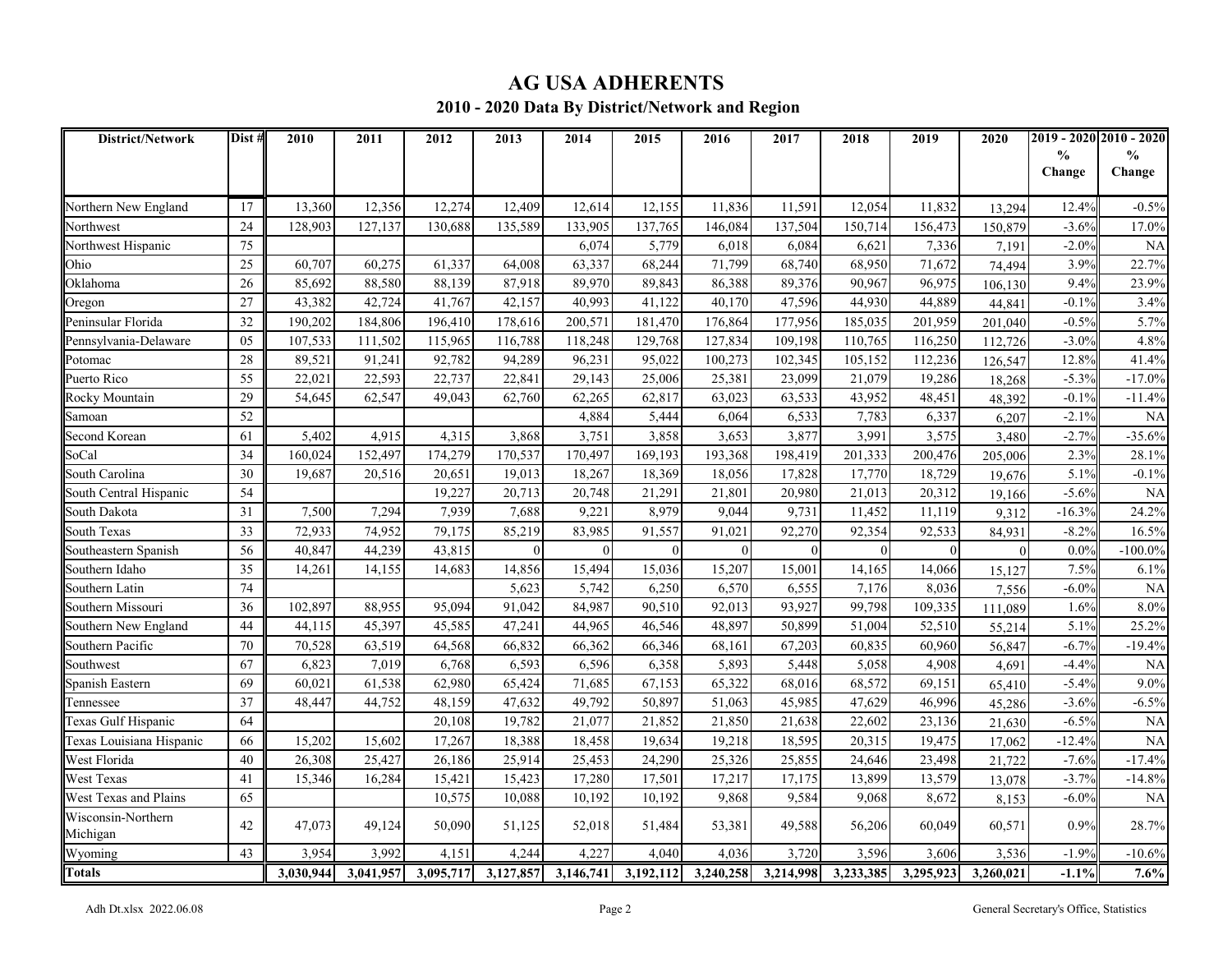# AG USA ADHERENTS

## 2010 - 2020 Data By District/Network and Region

| District/Network | Dist # | 2010 | 2011 | 2012 | 2013 | 2014 | 2015 | 2016 | 2017 | 2018 | 2019 | 2020 | 2019 - 2020 % Change | 2010 - 2020 % Change |
|---|---|---|---|---|---|---|---|---|---|---|---|---|---|---|
| Northern New England | 17 | 13,360 | 12,356 | 12,274 | 12,409 | 12,614 | 12,155 | 11,836 | 11,591 | 12,054 | 11,832 | 13,294 | 12.4% | -0.5% |
| Northwest | 24 | 128,903 | 127,137 | 130,688 | 135,589 | 133,905 | 137,765 | 146,084 | 137,504 | 150,714 | 156,473 | 150,879 | -3.6% | 17.0% |
| Northwest Hispanic | 75 | | | | | 6,074 | 5,779 | 6,018 | 6,084 | 6,621 | 7,336 | 7,191 | -2.0% | NA |
| Ohio | 25 | 60,707 | 60,275 | 61,337 | 64,008 | 63,337 | 68,244 | 71,799 | 68,740 | 68,950 | 71,672 | 74,494 | 3.9% | 22.7% |
| Oklahoma | 26 | 85,692 | 88,580 | 88,139 | 87,918 | 89,970 | 89,843 | 86,388 | 89,376 | 90,967 | 96,975 | 106,130 | 9.4% | 23.9% |
| Oregon | 27 | 43,382 | 42,724 | 41,767 | 42,157 | 40,993 | 41,122 | 40,170 | 47,596 | 44,930 | 44,889 | 44,841 | -0.1% | 3.4% |
| Peninsular Florida | 32 | 190,202 | 184,806 | 196,410 | 178,616 | 200,571 | 181,470 | 176,864 | 177,956 | 185,035 | 201,959 | 201,040 | -0.5% | 5.7% |
| Pennsylvania-Delaware | 05 | 107,533 | 111,502 | 115,965 | 116,788 | 118,248 | 129,768 | 127,834 | 109,198 | 110,765 | 116,250 | 112,726 | -3.0% | 4.8% |
| Potomac | 28 | 89,521 | 91,241 | 92,782 | 94,289 | 96,231 | 95,022 | 100,273 | 102,345 | 105,152 | 112,236 | 126,547 | 12.8% | 41.4% |
| Puerto Rico | 55 | 22,021 | 22,593 | 22,737 | 22,841 | 29,143 | 25,006 | 25,381 | 23,099 | 21,079 | 19,286 | 18,268 | -5.3% | -17.0% |
| Rocky Mountain | 29 | 54,645 | 62,547 | 49,043 | 62,760 | 62,265 | 62,817 | 63,023 | 63,533 | 43,952 | 48,451 | 48,392 | -0.1% | -11.4% |
| Samoan | 52 | | | | | 4,884 | 5,444 | 6,064 | 6,533 | 7,783 | 6,337 | 6,207 | -2.1% | NA |
| Second Korean | 61 | 5,402 | 4,915 | 4,315 | 3,868 | 3,751 | 3,858 | 3,653 | 3,877 | 3,991 | 3,575 | 3,480 | -2.7% | -35.6% |
| SoCal | 34 | 160,024 | 152,497 | 174,279 | 170,537 | 170,497 | 169,193 | 193,368 | 198,419 | 201,333 | 200,476 | 205,006 | 2.3% | 28.1% |
| South Carolina | 30 | 19,687 | 20,516 | 20,651 | 19,013 | 18,267 | 18,369 | 18,056 | 17,828 | 17,770 | 18,729 | 19,676 | 5.1% | -0.1% |
| South Central Hispanic | 54 | | | 19,227 | 20,713 | 20,748 | 21,291 | 21,801 | 20,980 | 21,013 | 20,312 | 19,166 | -5.6% | NA |
| South Dakota | 31 | 7,500 | 7,294 | 7,939 | 7,688 | 9,221 | 8,979 | 9,044 | 9,731 | 11,452 | 11,119 | 9,312 | -16.3% | 24.2% |
| South Texas | 33 | 72,933 | 74,952 | 79,175 | 85,219 | 83,985 | 91,557 | 91,021 | 92,270 | 92,354 | 92,533 | 84,931 | -8.2% | 16.5% |
| Southeastern Spanish | 56 | 40,847 | 44,239 | 43,815 | 0 | 0 | 0 | 0 | 0 | 0 | 0 | 0 | 0.0% | -100.0% |
| Southern Idaho | 35 | 14,261 | 14,155 | 14,683 | 14,856 | 15,494 | 15,036 | 15,207 | 15,001 | 14,165 | 14,066 | 15,127 | 7.5% | 6.1% |
| Southern Latin | 74 | | | | 5,623 | 5,742 | 6,250 | 6,570 | 6,555 | 7,176 | 8,036 | 7,556 | -6.0% | NA |
| Southern Missouri | 36 | 102,897 | 88,955 | 95,094 | 91,042 | 84,987 | 90,510 | 92,013 | 93,927 | 99,798 | 109,335 | 111,089 | 1.6% | 8.0% |
| Southern New England | 44 | 44,115 | 45,397 | 45,585 | 47,241 | 44,965 | 46,546 | 48,897 | 50,899 | 51,004 | 52,510 | 55,214 | 5.1% | 25.2% |
| Southern Pacific | 70 | 70,528 | 63,519 | 64,568 | 66,832 | 66,362 | 66,346 | 68,161 | 67,203 | 60,835 | 60,960 | 56,847 | -6.7% | -19.4% |
| Southwest | 67 | 6,823 | 7,019 | 6,768 | 6,593 | 6,596 | 6,358 | 5,893 | 5,448 | 5,058 | 4,908 | 4,691 | -4.4% | NA |
| Spanish Eastern | 69 | 60,021 | 61,538 | 62,980 | 65,424 | 71,685 | 67,153 | 65,322 | 68,016 | 68,572 | 69,151 | 65,410 | -5.4% | 9.0% |
| Tennessee | 37 | 48,447 | 44,752 | 48,159 | 47,632 | 49,792 | 50,897 | 51,063 | 45,985 | 47,629 | 46,996 | 45,286 | -3.6% | -6.5% |
| Texas Gulf Hispanic | 64 | | | 20,108 | 19,782 | 21,077 | 21,852 | 21,850 | 21,638 | 22,602 | 23,136 | 21,630 | -6.5% | NA |
| Texas Louisiana Hispanic | 66 | 15,202 | 15,602 | 17,267 | 18,388 | 18,458 | 19,634 | 19,218 | 18,595 | 20,315 | 19,475 | 17,062 | -12.4% | NA |
| West Florida | 40 | 26,308 | 25,427 | 26,186 | 25,914 | 25,453 | 24,290 | 25,326 | 25,855 | 24,646 | 23,498 | 21,722 | -7.6% | -17.4% |
| West Texas | 41 | 15,346 | 16,284 | 15,421 | 15,423 | 17,280 | 17,501 | 17,217 | 17,175 | 13,899 | 13,579 | 13,078 | -3.7% | -14.8% |
| West Texas and Plains | 65 | | | 10,575 | 10,088 | 10,192 | 10,192 | 9,868 | 9,584 | 9,068 | 8,672 | 8,153 | -6.0% | NA |
| Wisconsin-Northern Michigan | 42 | 47,073 | 49,124 | 50,090 | 51,125 | 52,018 | 51,484 | 53,381 | 49,588 | 56,206 | 60,049 | 60,571 | 0.9% | 28.7% |
| Wyoming | 43 | 3,954 | 3,992 | 4,151 | 4,244 | 4,227 | 4,040 | 4,036 | 3,720 | 3,596 | 3,606 | 3,536 | -1.9% | -10.6% |
| **Totals** | | **3,030,944** | **3,041,957** | **3,095,717** | **3,127,857** | **3,146,741** | **3,192,112** | **3,240,258** | **3,214,998** | **3,233,385** | **3,295,923** | **3,260,021** | **-1.1%** | **7.6%** |

Adh Dt.xlsx 2022.06.08 General Secretary's Office, Statistics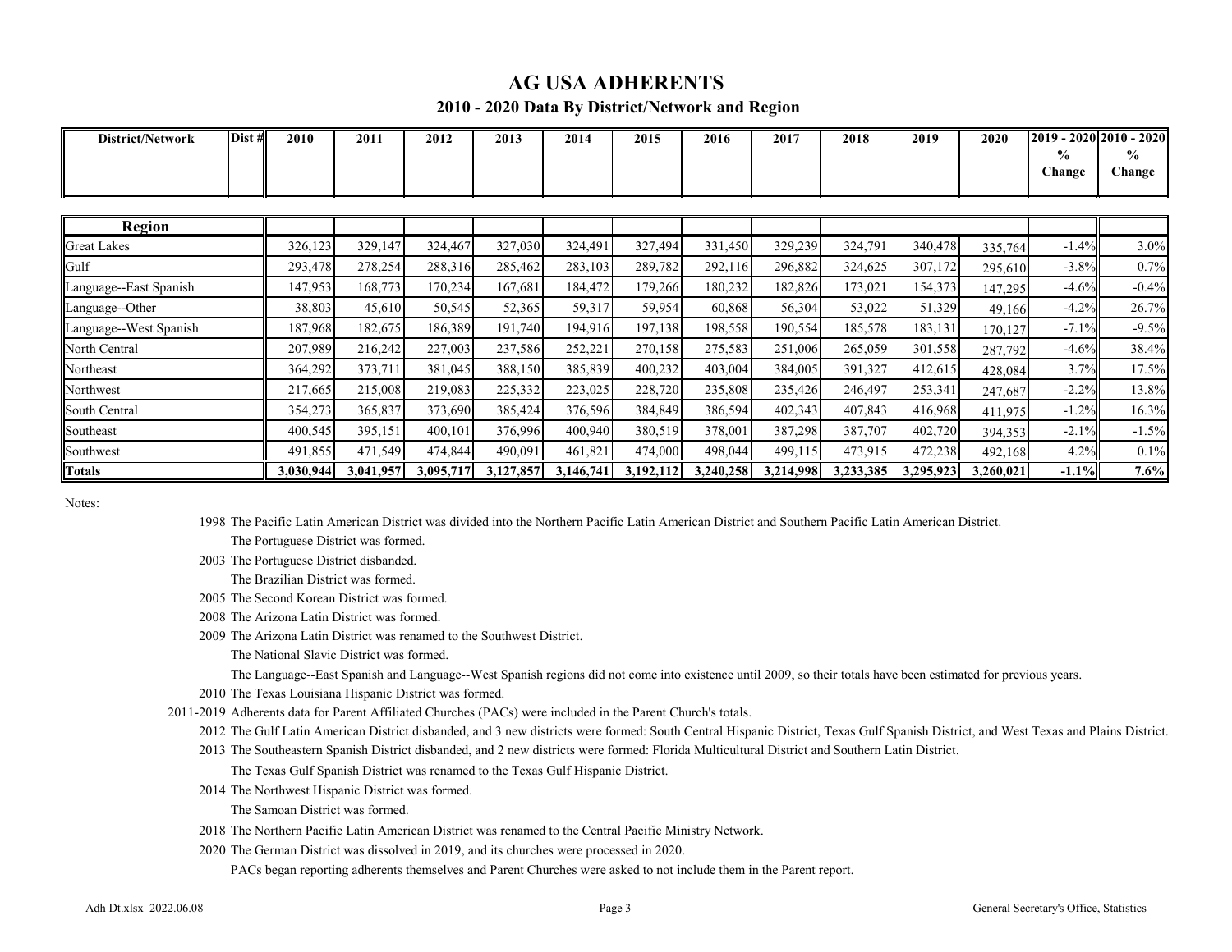# AG USA ADHERENTS

## 2010 - 2020 Data By District/Network and Region

| District/Network | Dist # | 2010 | 2011 | 2012 | 2013 | 2014 | 2015 | 2016 | 2017 | 2018 | 2019 | 2020 | 2019 - 2020 % Change | 2010 - 2020 % Change |
|---|---|---|---|---|---|---|---|---|---|---|---|---|---|---|
| **Region** | | | | | | | | | | | | | | |
| Great Lakes | | 326,123 | 329,147 | 324,467 | 327,030 | 324,491 | 327,494 | 331,450 | 329,239 | 324,791 | 340,478 | 335,764 | -1.4% | 3.0% |
| Gulf | | 293,478 | 278,254 | 288,316 | 285,462 | 283,103 | 289,782 | 292,116 | 296,882 | 324,625 | 307,172 | 295,610 | -3.8% | 0.7% |
| Language--East Spanish | | 147,953 | 168,773 | 170,234 | 167,681 | 184,472 | 179,266 | 180,232 | 182,826 | 173,021 | 154,373 | 147,295 | -4.6% | -0.4% |
| Language--Other | | 38,803 | 45,610 | 50,545 | 52,365 | 59,317 | 59,954 | 60,868 | 56,304 | 53,022 | 51,329 | 49,166 | -4.2% | 26.7% |
| Language--West Spanish | | 187,968 | 182,675 | 186,389 | 191,740 | 194,916 | 197,138 | 198,558 | 190,554 | 185,578 | 183,131 | 170,127 | -7.1% | -9.5% |
| North Central | | 207,989 | 216,242 | 227,003 | 237,586 | 252,221 | 270,158 | 275,583 | 251,006 | 265,059 | 301,558 | 287,792 | -4.6% | 38.4% |
| Northeast | | 364,292 | 373,711 | 381,045 | 388,150 | 385,839 | 400,232 | 403,004 | 384,005 | 391,327 | 412,615 | 428,084 | 3.7% | 17.5% |
| Northwest | | 217,665 | 215,008 | 219,083 | 225,332 | 223,025 | 228,720 | 235,808 | 235,426 | 246,497 | 253,341 | 247,687 | -2.2% | 13.8% |
| South Central | | 354,273 | 365,837 | 373,690 | 385,424 | 376,596 | 384,849 | 386,594 | 402,343 | 407,843 | 416,968 | 411,975 | -1.2% | 16.3% |
| Southeast | | 400,545 | 395,151 | 400,101 | 376,996 | 400,940 | 380,519 | 378,001 | 387,298 | 387,707 | 402,720 | 394,353 | -2.1% | -1.5% |
| Southwest | | 491,855 | 471,549 | 474,844 | 490,091 | 461,821 | 474,000 | 498,044 | 499,115 | 473,915 | 472,238 | 492,168 | 4.2% | 0.1% |
| **Totals** | | **3,030,944** | **3,041,957** | **3,095,717** | **3,127,857** | **3,146,741** | **3,192,112** | **3,240,258** | **3,214,998** | **3,233,385** | **3,295,923** | **3,260,021** | **-1.1%** | **7.6%** |

Notes:

1998 The Pacific Latin American District was divided into the Northern Pacific Latin American District and Southern Pacific Latin American District.
The Portuguese District was formed.

2003 The Portuguese District disbanded.
The Brazilian District was formed.

2005 The Second Korean District was formed.

2008 The Arizona Latin District was formed.

2009 The Arizona Latin District was renamed to the Southwest District.
The National Slavic District was formed.
The Language--East Spanish and Language--West Spanish regions did not come into existence until 2009, so their totals have been estimated for previous years.

2010 The Texas Louisiana Hispanic District was formed.

2011-2019 Adherents data for Parent Affiliated Churches (PACs) were included in the Parent Church's totals.

2012 The Gulf Latin American District disbanded, and 3 new districts were formed: South Central Hispanic District, Texas Gulf Spanish District, and West Texas and Plains District.

2013 The Southeastern Spanish District disbanded, and 2 new districts were formed: Florida Multicultural District and Southern Latin District.
The Texas Gulf Spanish District was renamed to the Texas Gulf Hispanic District.

2014 The Northwest Hispanic District was formed.
The Samoan District was formed.

2018 The Northern Pacific Latin American District was renamed to the Central Pacific Ministry Network.

2020 The German District was dissolved in 2019, and its churches were processed in 2020.
PACs began reporting adherents themselves and Parent Churches were asked to not include them in the Parent report.